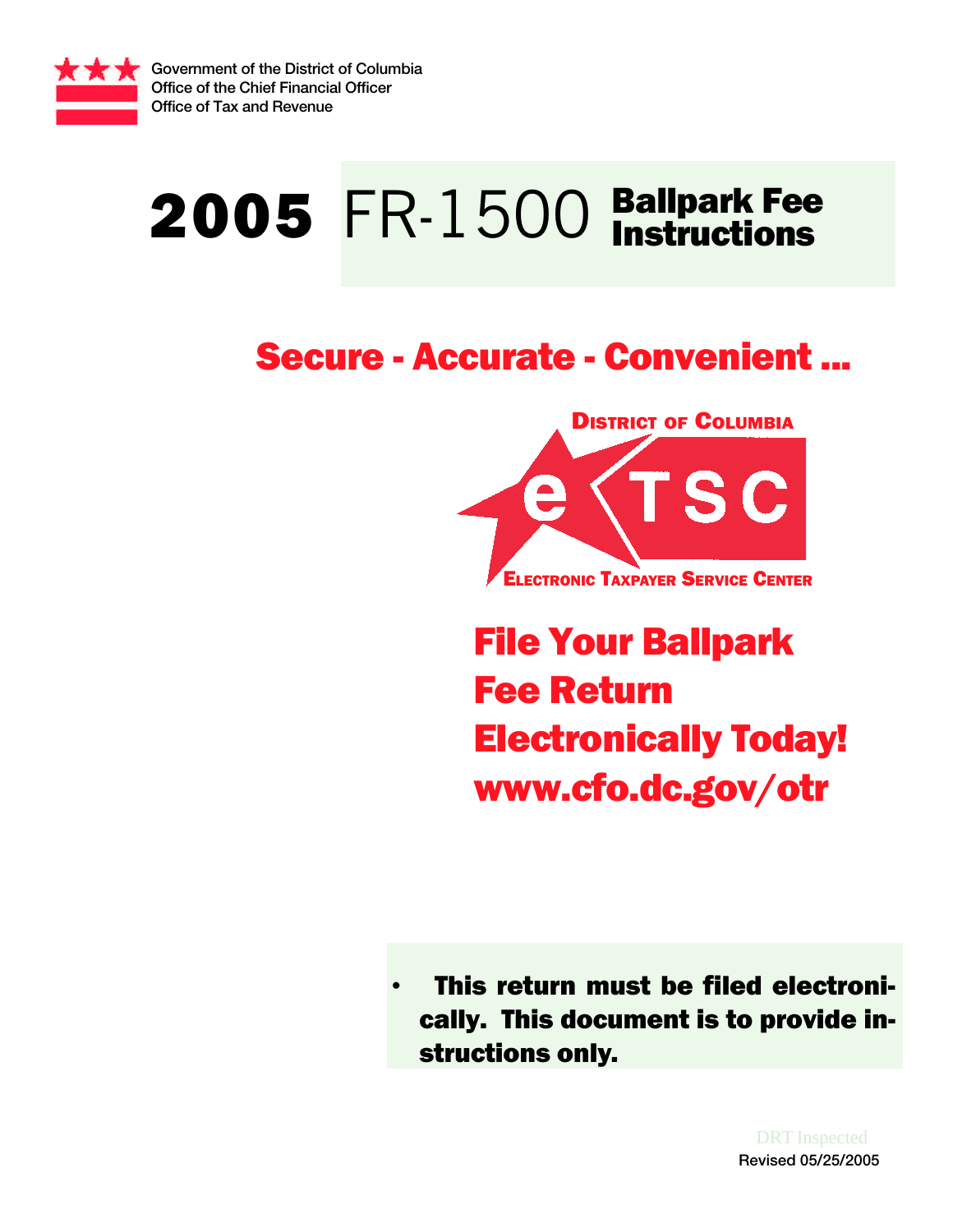Government of the District of Columbia
Office of the Chief Financial Officer
Office of Tax and Revenue

# 2005 FR-1500 Ballpark Fee Instructions

## Secure - Accurate - Convenient ...

District of Columbia
eTSC
Electronic Taxpayer Service Center

## File Your Ballpark Fee Return Electronically Today!
## www.cfo.dc.gov/otr

- **This return must be filed electronically. This document is to provide instructions only.**

DRT Inspected

Revised 05/25/2005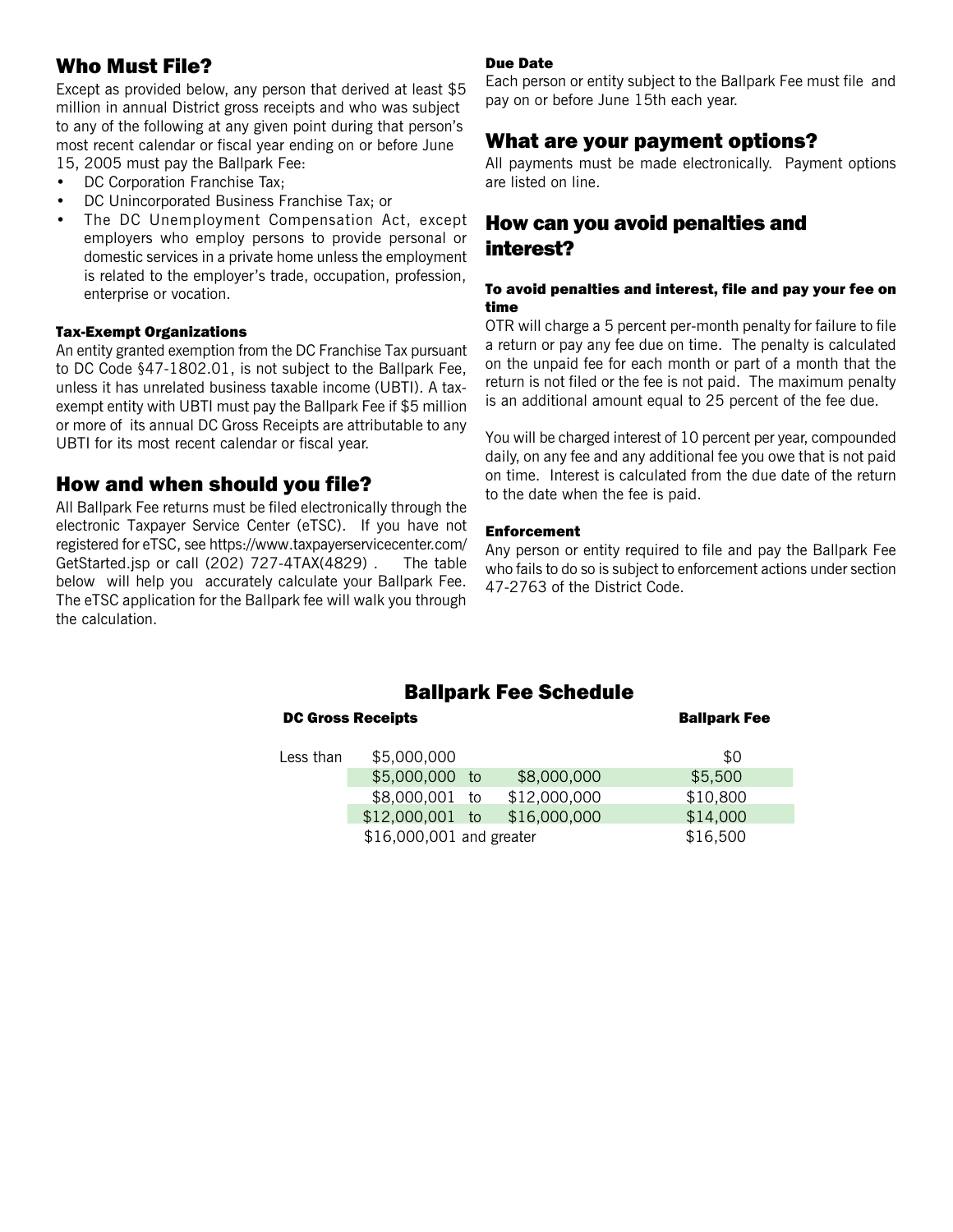## Who Must File?

Except as provided below, any person that derived at least $5 million in annual District gross receipts and who was subject to any of the following at any given point during that person's most recent calendar or fiscal year ending on or before June 15, 2005 must pay the Ballpark Fee:

- DC Corporation Franchise Tax;
- DC Unincorporated Business Franchise Tax; or
- The DC Unemployment Compensation Act, except employers who employ persons to provide personal or domestic services in a private home unless the employment is related to the employer's trade, occupation, profession, enterprise or vocation.

#### Tax-Exempt Organizations

An entity granted exemption from the DC Franchise Tax pursuant to DC Code §47-1802.01, is not subject to the Ballpark Fee, unless it has unrelated business taxable income (UBTI). A tax-exempt entity with UBTI must pay the Ballpark Fee if $5 million or more of its annual DC Gross Receipts are attributable to any UBTI for its most recent calendar or fiscal year.

## How and when should you file?

All Ballpark Fee returns must be filed electronically through the electronic Taxpayer Service Center (eTSC). If you have not registered for eTSC, see https://www.taxpayerservicecenter.com/GetStarted.jsp or call (202) 727-4TAX(4829) . The table below will help you accurately calculate your Ballpark Fee. The eTSC application for the Ballpark fee will walk you through the calculation.

#### Due Date

Each person or entity subject to the Ballpark Fee must file and pay on or before June 15th each year.

## What are your payment options?

All payments must be made electronically. Payment options are listed on line.

## How can you avoid penalties and interest?

#### To avoid penalties and interest, file and pay your fee on time

OTR will charge a 5 percent per-month penalty for failure to file a return or pay any fee due on time. The penalty is calculated on the unpaid fee for each month or part of a month that the return is not filed or the fee is not paid. The maximum penalty is an additional amount equal to 25 percent of the fee due.

You will be charged interest of 10 percent per year, compounded daily, on any fee and any additional fee you owe that is not paid on time. Interest is calculated from the due date of the return to the date when the fee is paid.

#### Enforcement

Any person or entity required to file and pay the Ballpark Fee who fails to do so is subject to enforcement actions under section 47-2763 of the District Code.

## Ballpark Fee Schedule

| DC Gross Receipts | Ballpark Fee |
|---|---|
| Less than $5,000,000 | $0 |
| $5,000,000 to $8,000,000 | $5,500 |
| $8,000,001 to $12,000,000 | $10,800 |
| $12,000,001 to $16,000,000 | $14,000 |
| $16,000,001 and greater | $16,500 |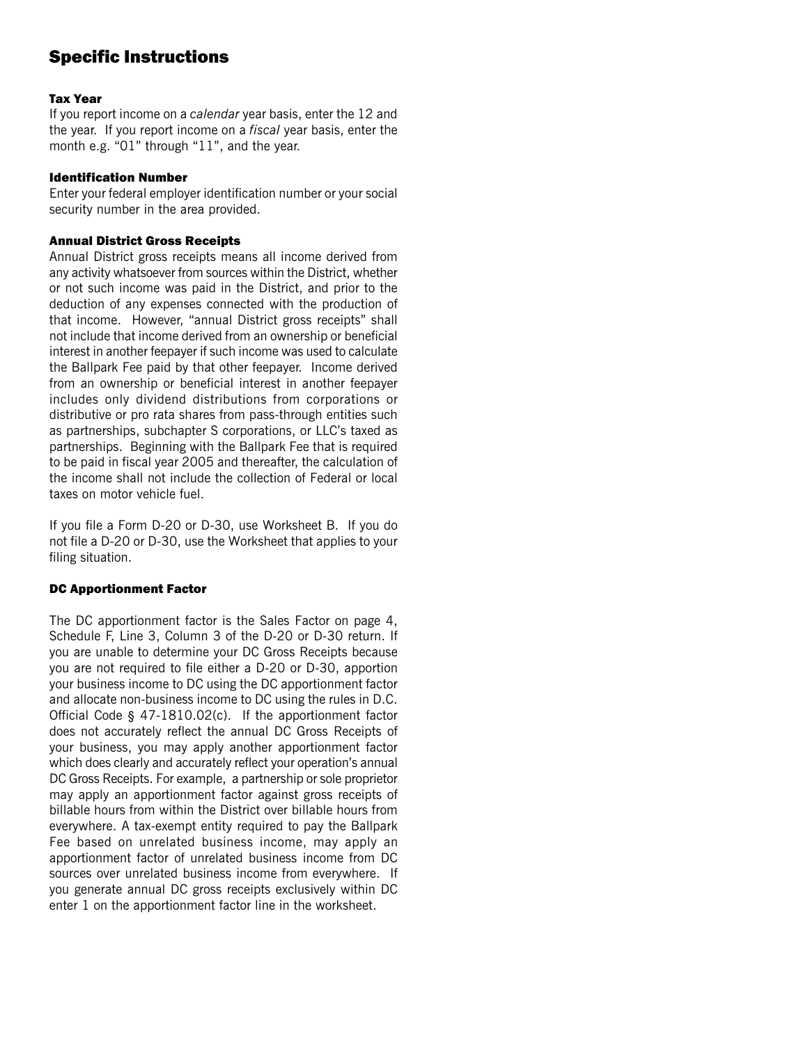## Specific Instructions

### Tax Year

If you report income on a *calendar* year basis, enter the 12 and the year. If you report income on a *fiscal* year basis, enter the month e.g. "01" through "11", and the year.

### Identification Number

Enter your federal employer identification number or your social security number in the area provided.

### Annual District Gross Receipts

Annual District gross receipts means all income derived from any activity whatsoever from sources within the District, whether or not such income was paid in the District, and prior to the deduction of any expenses connected with the production of that income. However, "annual District gross receipts" shall not include that income derived from an ownership or beneficial interest in another feepayer if such income was used to calculate the Ballpark Fee paid by that other feepayer. Income derived from an ownership or beneficial interest in another feepayer includes only dividend distributions from corporations or distributive or pro rata shares from pass-through entities such as partnerships, subchapter S corporations, or LLC's taxed as partnerships. Beginning with the Ballpark Fee that is required to be paid in fiscal year 2005 and thereafter, the calculation of the income shall not include the collection of Federal or local taxes on motor vehicle fuel.

If you file a Form D-20 or D-30, use Worksheet B. If you do not file a D-20 or D-30, use the Worksheet that applies to your filing situation.

### DC Apportionment Factor

The DC apportionment factor is the Sales Factor on page 4, Schedule F, Line 3, Column 3 of the D-20 or D-30 return. If you are unable to determine your DC Gross Receipts because you are not required to file either a D-20 or D-30, apportion your business income to DC using the DC apportionment factor and allocate non-business income to DC using the rules in D.C. Official Code § 47-1810.02(c). If the apportionment factor does not accurately reflect the annual DC Gross Receipts of your business, you may apply another apportionment factor which does clearly and accurately reflect your operation's annual DC Gross Receipts. For example, a partnership or sole proprietor may apply an apportionment factor against gross receipts of billable hours from within the District over billable hours from everywhere. A tax-exempt entity required to pay the Ballpark Fee based on unrelated business income, may apply an apportionment factor of unrelated business income from DC sources over unrelated business income from everywhere. If you generate annual DC gross receipts exclusively within DC enter 1 on the apportionment factor line in the worksheet.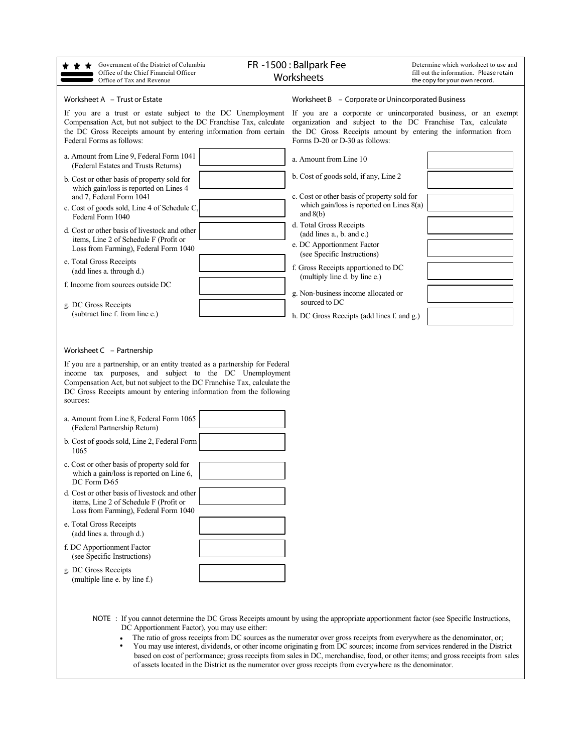Government of the District of Columbia
Office of the Chief Financial Officer
Office of Tax and Revenue

# FR -1500 : Ballpark Fee Worksheets

Determine which worksheet to use and fill out the information. Please retain the copy for your own record.

## Worksheet A – Trust or Estate

If you are a trust or estate subject to the DC Unemployment Compensation Act, but not subject to the DC Franchise Tax, calculate the DC Gross Receipts amount by entering information from certain Federal Forms as follows:

| | |
|---|---|
| a. Amount from Line 9, Federal Form 1041 (Federal Estates and Trusts Returns) | |
| b. Cost or other basis of property sold for which gain/loss is reported on Lines 4 and 7, Federal Form 1041 | |
| c. Cost of goods sold, Line 4 of Schedule C, Federal Form 1040 | |
| d. Cost or other basis of livestock and other items, Line 2 of Schedule F (Profit or Loss from Farming), Federal Form 1040 | |
| e. Total Gross Receipts (add lines a. through d.) | |
| f. Income from sources outside DC | |
| g. DC Gross Receipts (subtract line f. from line e.) | |

## Worksheet B – Corporate or Unincorporated Business

If you are a corporate or unincorporated business, or an exempt organization and subject to the DC Franchise Tax, calculate the DC Gross Receipts amount by entering the information from Forms D-20 or D-30 as follows:

| | |
|---|---|
| a. Amount from Line 10 | |
| b. Cost of goods sold, if any, Line 2 | |
| c. Cost or other basis of property sold for which gain/loss is reported on Lines 8(a) and 8(b) | |
| d. Total Gross Receipts (add lines a., b. and c.) | |
| e. DC Apportionment Factor (see Specific Instructions) | |
| f. Gross Receipts apportioned to DC (multiply line d. by line e.) | |
| g. Non-business income allocated or sourced to DC | |
| h. DC Gross Receipts (add lines f. and g.) | |

## Worksheet C – Partnership

If you are a partnership, or an entity treated as a partnership for Federal income tax purposes, and subject to the DC Unemployment Compensation Act, but not subject to the DC Franchise Tax, calculate the DC Gross Receipts amount by entering information from the following sources:

| | |
|---|---|
| a. Amount from Line 8, Federal Form 1065 (Federal Partnership Return) | |
| b. Cost of goods sold, Line 2, Federal Form 1065 | |
| c. Cost or other basis of property sold for which a gain/loss is reported on Line 6, DC Form D-65 | |
| d. Cost or other basis of livestock and other items, Line 2 of Schedule F (Profit or Loss from Farming), Federal Form 1040 | |
| e. Total Gross Receipts (add lines a. through d.) | |
| f. DC Apportionment Factor (see Specific Instructions) | |
| g. DC Gross Receipts (multiple line e. by line f.) | |

NOTE : If you cannot determine the DC Gross Receipts amount by using the appropriate apportionment factor (see Specific Instructions, DC Apportionment Factor), you may use either:

- The ratio of gross receipts from DC sources as the numerator over gross receipts from everywhere as the denominator, or;
- You may use interest, dividends, or other income originating from DC sources; income from services rendered in the District based on cost of performance; gross receipts from sales in DC, merchandise, food, or other items; and gross receipts from sales of assets located in the District as the numerator over gross receipts from everywhere as the denominator.